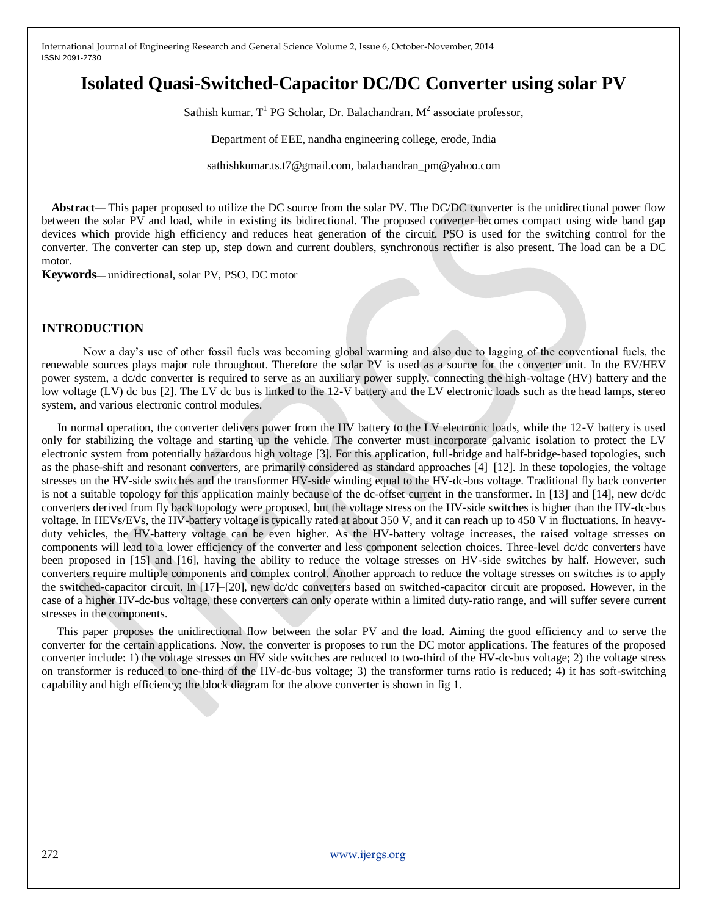# Isolated Quasi-Switched-Capacitor DC/DC Converter using solar PV

Sathish kumar. T[1] PG Scholar, Dr. Balachandran. M[2] associate professor,

Department of EEE, nandha engineering college, erode, India

sathishkumar.ts.t7@gmail.com, balachandran_pm@yahoo.com

**Abstract**— This paper proposed to utilize the DC source from the solar PV. The DC/DC converter is the unidirectional power flow between the solar PV and load, while in existing its bidirectional. The proposed converter becomes compact using wide band gap devices which provide high efficiency and reduces heat generation of the circuit. PSO is used for the switching control for the converter. The converter can step up, step down and current doublers, synchronous rectifier is also present. The load can be a DC motor.

**Keywords**— unidirectional, solar PV, PSO, DC motor

## INTRODUCTION

Now a day's use of other fossil fuels was becoming global warming and also due to lagging of the conventional fuels, the renewable sources plays major role throughout. Therefore the solar PV is used as a source for the converter unit. In the EV/HEV power system, a dc/dc converter is required to serve as an auxiliary power supply, connecting the high-voltage (HV) battery and the low voltage (LV) dc bus [2]. The LV dc bus is linked to the 12-V battery and the LV electronic loads such as the head lamps, stereo system, and various electronic control modules.

In normal operation, the converter delivers power from the HV battery to the LV electronic loads, while the 12-V battery is used only for stabilizing the voltage and starting up the vehicle. The converter must incorporate galvanic isolation to protect the LV electronic system from potentially hazardous high voltage [3]. For this application, full-bridge and half-bridge-based topologies, such as the phase-shift and resonant converters, are primarily considered as standard approaches [4]–[12]. In these topologies, the voltage stresses on the HV-side switches and the transformer HV-side winding equal to the HV-dc-bus voltage. Traditional fly back converter is not a suitable topology for this application mainly because of the dc-offset current in the transformer. In [13] and [14], new dc/dc converters derived from fly back topology were proposed, but the voltage stress on the HV-side switches is higher than the HV-dc-bus voltage. In HEVs/EVs, the HV-battery voltage is typically rated at about 350 V, and it can reach up to 450 V in fluctuations. In heavy-duty vehicles, the HV-battery voltage can be even higher. As the HV-battery voltage increases, the raised voltage stresses on components will lead to a lower efficiency of the converter and less component selection choices. Three-level dc/dc converters have been proposed in [15] and [16], having the ability to reduce the voltage stresses on HV-side switches by half. However, such converters require multiple components and complex control. Another approach to reduce the voltage stresses on switches is to apply the switched-capacitor circuit. In [17]–[20], new dc/dc converters based on switched-capacitor circuit are proposed. However, in the case of a higher HV-dc-bus voltage, these converters can only operate within a limited duty-ratio range, and will suffer severe current stresses in the components.

This paper proposes the unidirectional flow between the solar PV and the load. Aiming the good efficiency and to serve the converter for the certain applications. Now, the converter is proposes to run the DC motor applications. The features of the proposed converter include: 1) the voltage stresses on HV side switches are reduced to two-third of the HV-dc-bus voltage; 2) the voltage stress on transformer is reduced to one-third of the HV-dc-bus voltage; 3) the transformer turns ratio is reduced; 4) it has soft-switching capability and high efficiency; the block diagram for the above converter is shown in fig 1.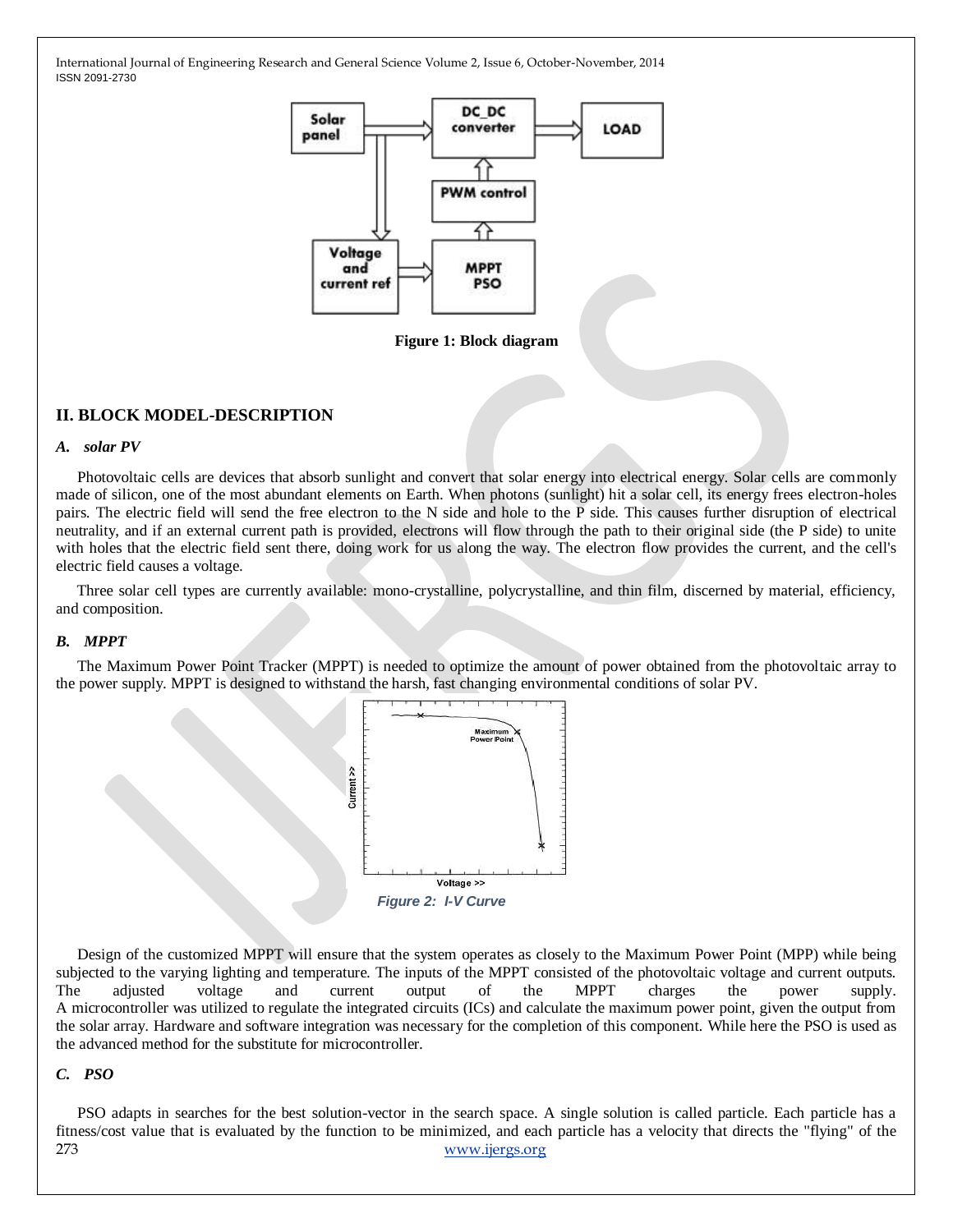Figure 1: Block diagram

## II. BLOCK MODEL-DESCRIPTION

### *A. solar PV*

Photovoltaic cells are devices that absorb sunlight and convert that solar energy into electrical energy. Solar cells are commonly made of silicon, one of the most abundant elements on Earth. When photons (sunlight) hit a solar cell, its energy frees electron-holes pairs. The electric field will send the free electron to the N side and hole to the P side. This causes further disruption of electrical neutrality, and if an external current path is provided, electrons will flow through the path to their original side (the P side) to unite with holes that the electric field sent there, doing work for us along the way. The electron flow provides the current, and the cell's electric field causes a voltage.

Three solar cell types are currently available: mono-crystalline, polycrystalline, and thin film, discerned by material, efficiency, and composition.

### *B. MPPT*

The Maximum Power Point Tracker (MPPT) is needed to optimize the amount of power obtained from the photovoltaic array to the power supply. MPPT is designed to withstand the harsh, fast changing environmental conditions of solar PV.

*Figure 2: I-V Curve*

Design of the customized MPPT will ensure that the system operates as closely to the Maximum Power Point (MPP) while being subjected to the varying lighting and temperature. The inputs of the MPPT consisted of the photovoltaic voltage and current outputs. The adjusted voltage and current output of the MPPT charges the power supply. A microcontroller was utilized to regulate the integrated circuits (ICs) and calculate the maximum power point, given the output from the solar array. Hardware and software integration was necessary for the completion of this component. While here the PSO is used as the advanced method for the substitute for microcontroller.

### *C. PSO*

PSO adapts in searches for the best solution-vector in the search space. A single solution is called particle. Each particle has a fitness/cost value that is evaluated by the function to be minimized, and each particle has a velocity that directs the "flying" of the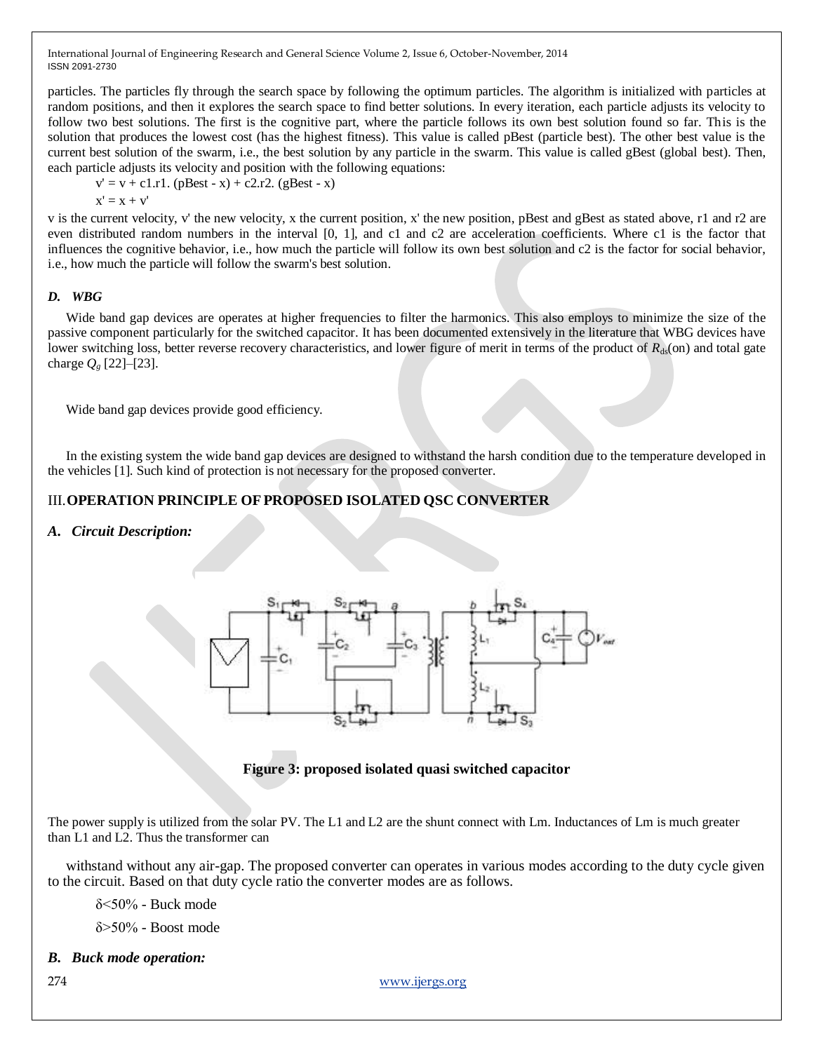particles. The particles fly through the search space by following the optimum particles. The algorithm is initialized with particles at random positions, and then it explores the search space to find better solutions. In every iteration, each particle adjusts its velocity to follow two best solutions. The first is the cognitive part, where the particle follows its own best solution found so far. This is the solution that produces the lowest cost (has the highest fitness). This value is called pBest (particle best). The other best value is the current best solution of the swarm, i.e., the best solution by any particle in the swarm. This value is called gBest (global best). Then, each particle adjusts its velocity and position with the following equations:

$$v' = v + c1.r1.(pBest - x) + c2.r2.(gBest - x)$$

$$x' = x + v'$$

v is the current velocity, v' the new velocity, x the current position, x' the new position, pBest and gBest as stated above, r1 and r2 are even distributed random numbers in the interval [0, 1], and c1 and c2 are acceleration coefficients. Where c1 is the factor that influences the cognitive behavior, i.e., how much the particle will follow its own best solution and c2 is the factor for social behavior, i.e., how much the particle will follow the swarm's best solution.

### *D. WBG*

Wide band gap devices are operates at higher frequencies to filter the harmonics. This also employs to minimize the size of the passive component particularly for the switched capacitor. It has been documented extensively in the literature that WBG devices have lower switching loss, better reverse recovery characteristics, and lower figure of merit in terms of the product of $R_{ds}$(on) and total gate charge $Q_g$ [22]–[23].

Wide band gap devices provide good efficiency.

In the existing system the wide band gap devices are designed to withstand the harsh condition due to the temperature developed in the vehicles [1]. Such kind of protection is not necessary for the proposed converter.

## III. OPERATION PRINCIPLE OF PROPOSED ISOLATED QSC CONVERTER

### *A. Circuit Description:*

**Figure 3: proposed isolated quasi switched capacitor**

The power supply is utilized from the solar PV. The L1 and L2 are the shunt connect with Lm. Inductances of Lm is much greater than L1 and L2. Thus the transformer can

withstand without any air-gap. The proposed converter can operates in various modes according to the duty cycle given to the circuit. Based on that duty cycle ratio the converter modes are as follows.

$\delta$<50% - Buck mode

$\delta$>50% - Boost mode

### *B. Buck mode operation:*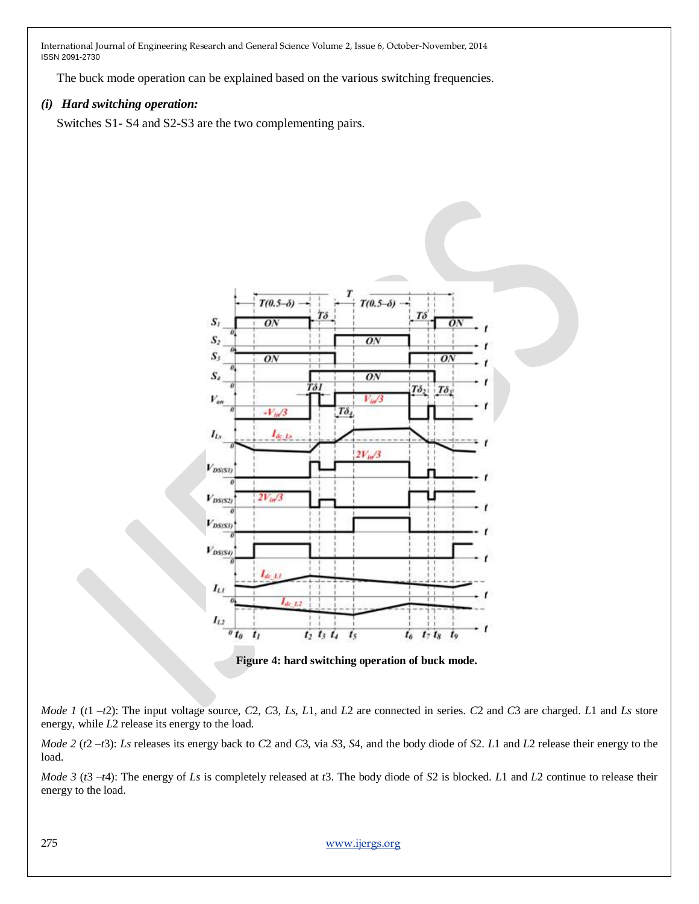The buck mode operation can be explained based on the various switching frequencies.

### *(i) Hard switching operation:*

Switches S1- S4 and S2-S3 are the two complementing pairs.

**Figure 4: hard switching operation of buck mode.**

*Mode 1* ($t1$ –$t2$): The input voltage source, $C2$, $C3$, $Ls$, $L1$, and $L2$ are connected in series. $C2$ and $C3$ are charged. $L1$ and $Ls$ store energy, while $L2$ release its energy to the load.

*Mode 2* ($t2$ –$t3$): $Ls$ releases its energy back to $C2$ and $C3$, via $S3$, $S4$, and the body diode of $S2$. $L1$ and $L2$ release their energy to the load.

*Mode 3* ($t3$ –$t4$): The energy of $Ls$ is completely released at $t3$. The body diode of $S2$ is blocked. $L1$ and $L2$ continue to release their energy to the load.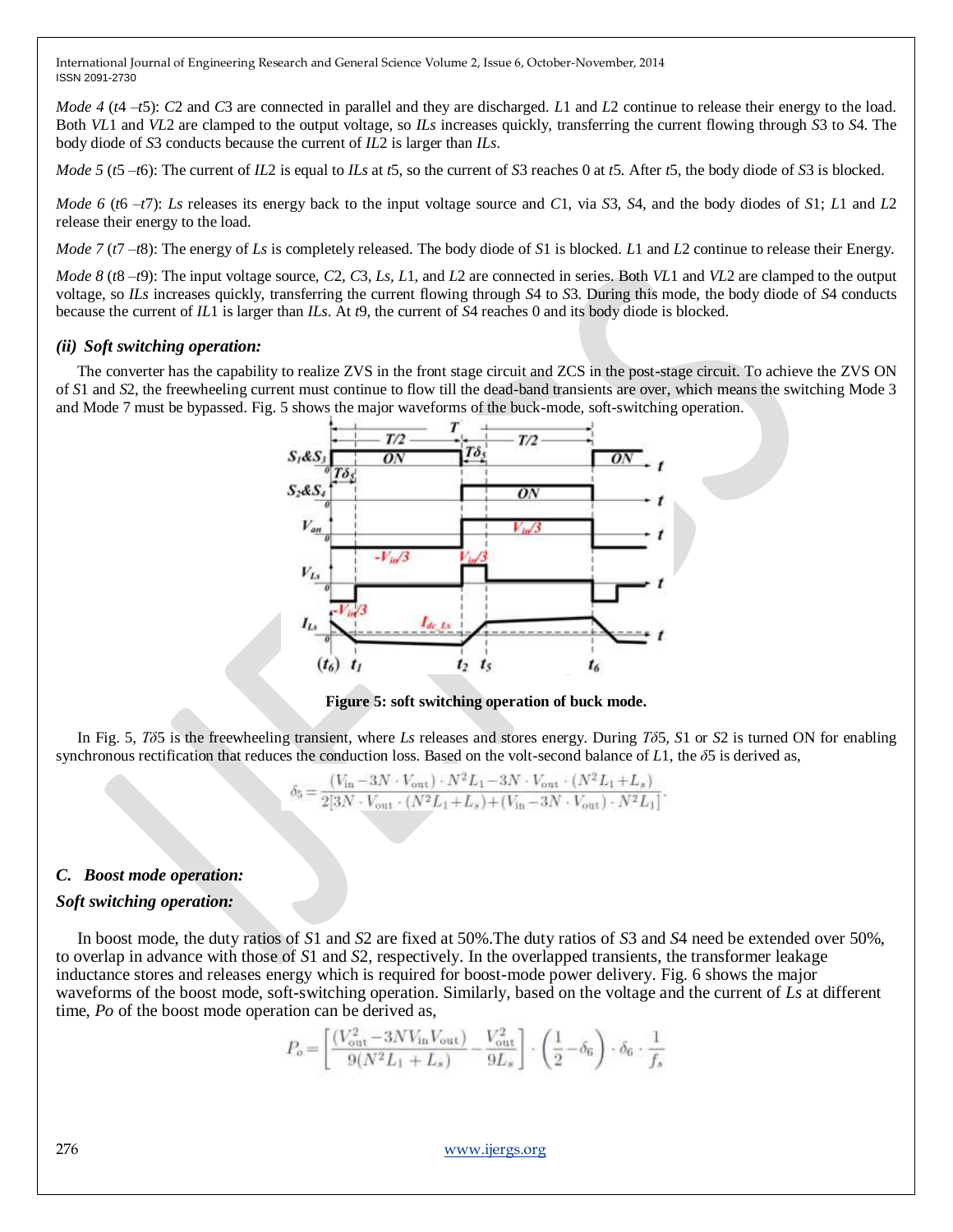*Mode 4* ($t4$ –$t5$): $C2$ and $C3$ are connected in parallel and they are discharged. $L1$ and $L2$ continue to release their energy to the load. Both $VL1$ and $VL2$ are clamped to the output voltage, so $ILs$ increases quickly, transferring the current flowing through $S3$ to $S4$. The body diode of $S3$ conducts because the current of $IL2$ is larger than $ILs$.

*Mode 5* ($t5$ –$t6$): The current of $IL2$ is equal to $ILs$ at $t5$, so the current of $S3$ reaches 0 at $t5$. After $t5$, the body diode of $S3$ is blocked.

*Mode 6* ($t6$ –$t7$): $Ls$ releases its energy back to the input voltage source and $C1$, via $S3$, $S4$, and the body diodes of $S1$; $L1$ and $L2$ release their energy to the load.

*Mode 7* ($t7$ –$t8$): The energy of $Ls$ is completely released. The body diode of $S1$ is blocked. $L1$ and $L2$ continue to release their Energy.

*Mode 8* ($t8$ –$t9$): The input voltage source, $C2$, $C3$, $Ls$, $L1$, and $L2$ are connected in series. Both $VL1$ and $VL2$ are clamped to the output voltage, so $ILs$ increases quickly, transferring the current flowing through $S4$ to $S3$. During this mode, the body diode of $S4$ conducts because the current of $IL1$ is larger than $ILs$. At $t9$, the current of $S4$ reaches 0 and its body diode is blocked.

### *(ii) Soft switching operation:*

The converter has the capability to realize ZVS in the front stage circuit and ZCS in the post-stage circuit. To achieve the ZVS ON of $S1$ and $S2$, the freewheeling current must continue to flow till the dead-band transients are over, which means the switching Mode 3 and Mode 7 must be bypassed. Fig. 5 shows the major waveforms of the buck-mode, soft-switching operation.

**Figure 5: soft switching operation of buck mode.**

In Fig. 5, $T\delta5$ is the freewheeling transient, where $Ls$ releases and stores energy. During $T\delta5$, $S1$ or $S2$ is turned ON for enabling synchronous rectification that reduces the conduction loss. Based on the volt-second balance of $L1$, the $\delta5$ is derived as,

$$\delta_5 = \frac{(V_{\text{in}} - 3N \cdot V_{\text{out}}) \cdot N^2 L_1 - 3N \cdot V_{\text{out}} \cdot (N^2 L_1 + L_s)}{2[3N \cdot V_{\text{out}} \cdot (N^2 L_1 + L_s) + (V_{\text{in}} - 3N \cdot V_{\text{out}}) \cdot N^2 L_1]}.$$

## *C. Boost mode operation:*

### *Soft switching operation:*

In boost mode, the duty ratios of $S1$ and $S2$ are fixed at 50%.The duty ratios of $S3$ and $S4$ need be extended over 50%, to overlap in advance with those of $S1$ and $S2$, respectively. In the overlapped transients, the transformer leakage inductance stores and releases energy which is required for boost-mode power delivery. Fig. 6 shows the major waveforms of the boost mode, soft-switching operation. Similarly, based on the voltage and the current of $Ls$ at different time, $Po$ of the boost mode operation can be derived as,

$$P_o = \left[\frac{(V_{\text{out}}^2 - 3NV_{\text{in}}V_{\text{out}})}{9(N^2 L_1 + L_s)} - \frac{V_{\text{out}}^2}{9L_s}\right] \cdot \left(\frac{1}{2} - \delta_6\right) \cdot \delta_6 \cdot \frac{1}{f_s}$$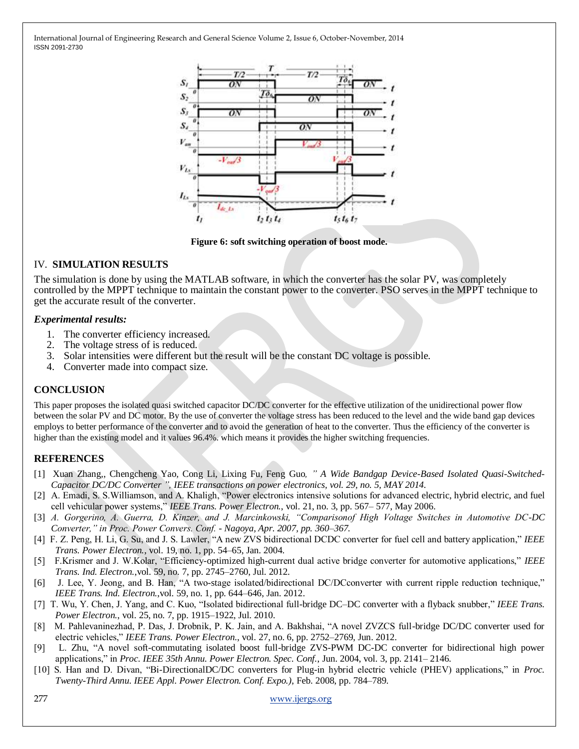Figure 6: soft switching operation of boost mode.

## IV. SIMULATION RESULTS

The simulation is done by using the MATLAB software, in which the converter has the solar PV, was completely controlled by the MPPT technique to maintain the constant power to the converter. PSO serves in the MPPT technique to get the accurate result of the converter.

### *Experimental results:*

1. The converter efficiency increased.
2. The voltage stress of is reduced.
3. Solar intensities were different but the result will be the constant DC voltage is possible.
4. Converter made into compact size.

## CONCLUSION

This paper proposes the isolated quasi switched capacitor DC/DC converter for the effective utilization of the unidirectional power flow between the solar PV and DC motor. By the use of converter the voltage stress has been reduced to the level and the wide band gap devices employs to better performance of the converter and to avoid the generation of heat to the converter. Thus the efficiency of the converter is higher than the existing model and it values 96.4%. which means it provides the higher switching frequencies.

## REFERENCES

[1] Xuan Zhang,, Chengcheng Yao, Cong Li, Lixing Fu, Feng Guo*, " A Wide Bandgap Device-Based Isolated Quasi-Switched-Capacitor DC/DC Converter ", IEEE transactions on power electronics, vol. 29, no. 5, MAY 2014.*

[2] A. Emadi, S. S.Williamson, and A. Khaligh, "Power electronics intensive solutions for advanced electric, hybrid electric, and fuel cell vehicular power systems," *IEEE Trans. Power Electron.*, vol. 21, no. 3, pp. 567– 577, May 2006.

[3] *A. Gorgerino, A. Guerra, D. Kinzer, and J. Marcinkowski, "Comparisonof High Voltage Switches in Automotive DC-DC Converter," in Proc. Power Convers. Conf. - Nagoya, Apr. 2007, pp. 360–367.*

[4] F. Z. Peng, H. Li, G. Su, and J. S. Lawler, "A new ZVS bidirectional DCDC converter for fuel cell and battery application," *IEEE Trans. Power Electron.*, vol. 19, no. 1, pp. 54–65, Jan. 2004.

[5] F.Krismer and J. W.Kolar, "Efficiency-optimized high-current dual active bridge converter for automotive applications," *IEEE Trans. Ind. Electron.*,vol. 59, no. 7, pp. 2745–2760, Jul. 2012.

[6] J. Lee, Y. Jeong, and B. Han, "A two-stage isolated/bidirectional DC/DCconverter with current ripple reduction technique," *IEEE Trans. Ind. Electron.*,vol. 59, no. 1, pp. 644–646, Jan. 2012.

[7] T. Wu, Y. Chen, J. Yang, and C. Kuo, "Isolated bidirectional full-bridge DC–DC converter with a flyback snubber," *IEEE Trans. Power Electron.*, vol. 25, no. 7, pp. 1915–1922, Jul. 2010.

[8] M. Pahlevaninezhad, P. Das, J. Drobnik, P. K. Jain, and A. Bakhshai, "A novel ZVZCS full-bridge DC/DC converter used for electric vehicles," *IEEE Trans. Power Electron.*, vol. 27, no. 6, pp. 2752–2769, Jun. 2012.

[9] L. Zhu, "A novel soft-commutating isolated boost full-bridge ZVS-PWM DC-DC converter for bidirectional high power applications," in *Proc. IEEE 35th Annu. Power Electron. Spec. Conf.*, Jun. 2004, vol. 3, pp. 2141– 2146.

[10] S. Han and D. Divan, "Bi-DirectionalDC/DC converters for Plug-in hybrid electric vehicle (PHEV) applications," in *Proc. Twenty-Third Annu. IEEE Appl. Power Electron. Conf. Expo.)*, Feb. 2008, pp. 784–789.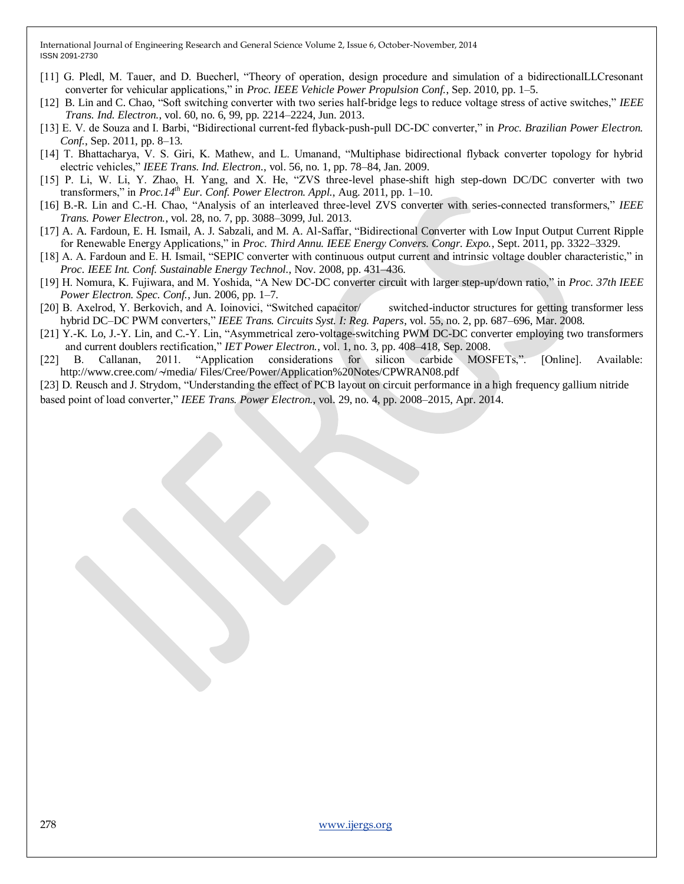[11] G. Pledl, M. Tauer, and D. Buecherl, "Theory of operation, design procedure and simulation of a bidirectionalLLCresonant converter for vehicular applications," in *Proc. IEEE Vehicle Power Propulsion Conf.*, Sep. 2010, pp. 1–5.

[12] B. Lin and C. Chao, "Soft switching converter with two series half-bridge legs to reduce voltage stress of active switches," *IEEE Trans. Ind. Electron.*, vol. 60, no. 6, 99, pp. 2214–2224, Jun. 2013.

[13] E. V. de Souza and I. Barbi, "Bidirectional current-fed flyback-push-pull DC-DC converter," in *Proc. Brazilian Power Electron. Conf.*, Sep. 2011, pp. 8–13.

[14] T. Bhattacharya, V. S. Giri, K. Mathew, and L. Umanand, "Multiphase bidirectional flyback converter topology for hybrid electric vehicles," *IEEE Trans. Ind. Electron.*, vol. 56, no. 1, pp. 78–84, Jan. 2009.

[15] P. Li, W. Li, Y. Zhao, H. Yang, and X. He, "ZVS three-level phase-shift high step-down DC/DC converter with two transformers," in *Proc.14th Eur. Conf. Power Electron. Appl.*, Aug. 2011, pp. 1–10.

[16] B.-R. Lin and C.-H. Chao, "Analysis of an interleaved three-level ZVS converter with series-connected transformers," *IEEE Trans. Power Electron.*, vol. 28, no. 7, pp. 3088–3099, Jul. 2013.

[17] A. A. Fardoun, E. H. Ismail, A. J. Sabzali, and M. A. Al-Saffar, "Bidirectional Converter with Low Input Output Current Ripple for Renewable Energy Applications," in *Proc. Third Annu. IEEE Energy Convers. Congr. Expo.*, Sept. 2011, pp. 3322–3329.

[18] A. A. Fardoun and E. H. Ismail, "SEPIC converter with continuous output current and intrinsic voltage doubler characteristic," in *Proc. IEEE Int. Conf. Sustainable Energy Technol.*, Nov. 2008, pp. 431–436.

[19] H. Nomura, K. Fujiwara, and M. Yoshida, "A New DC-DC converter circuit with larger step-up/down ratio," in *Proc. 37th IEEE Power Electron. Spec. Conf.*, Jun. 2006, pp. 1–7.

[20] B. Axelrod, Y. Berkovich, and A. Ioinovici, "Switched capacitor/ switched-inductor structures for getting transformer less hybrid DC–DC PWM converters," *IEEE Trans. Circuits Syst. I: Reg. Papers*, vol. 55, no. 2, pp. 687–696, Mar. 2008.

[21] Y.-K. Lo, J.-Y. Lin, and C.-Y. Lin, "Asymmetrical zero-voltage-switching PWM DC-DC converter employing two transformers and current doublers rectification," *IET Power Electron.*, vol. 1, no. 3, pp. 408–418, Sep. 2008.

[22] B. Callanan, 2011. "Application considerations for silicon carbide MOSFETs,". [Online]. Available: http://www.cree.com/~/media/ Files/Cree/Power/Application%20Notes/CPWRAN08.pdf

[23] D. Reusch and J. Strydom, "Understanding the effect of PCB layout on circuit performance in a high frequency gallium nitride based point of load converter," *IEEE Trans. Power Electron.*, vol. 29, no. 4, pp. 2008–2015, Apr. 2014.